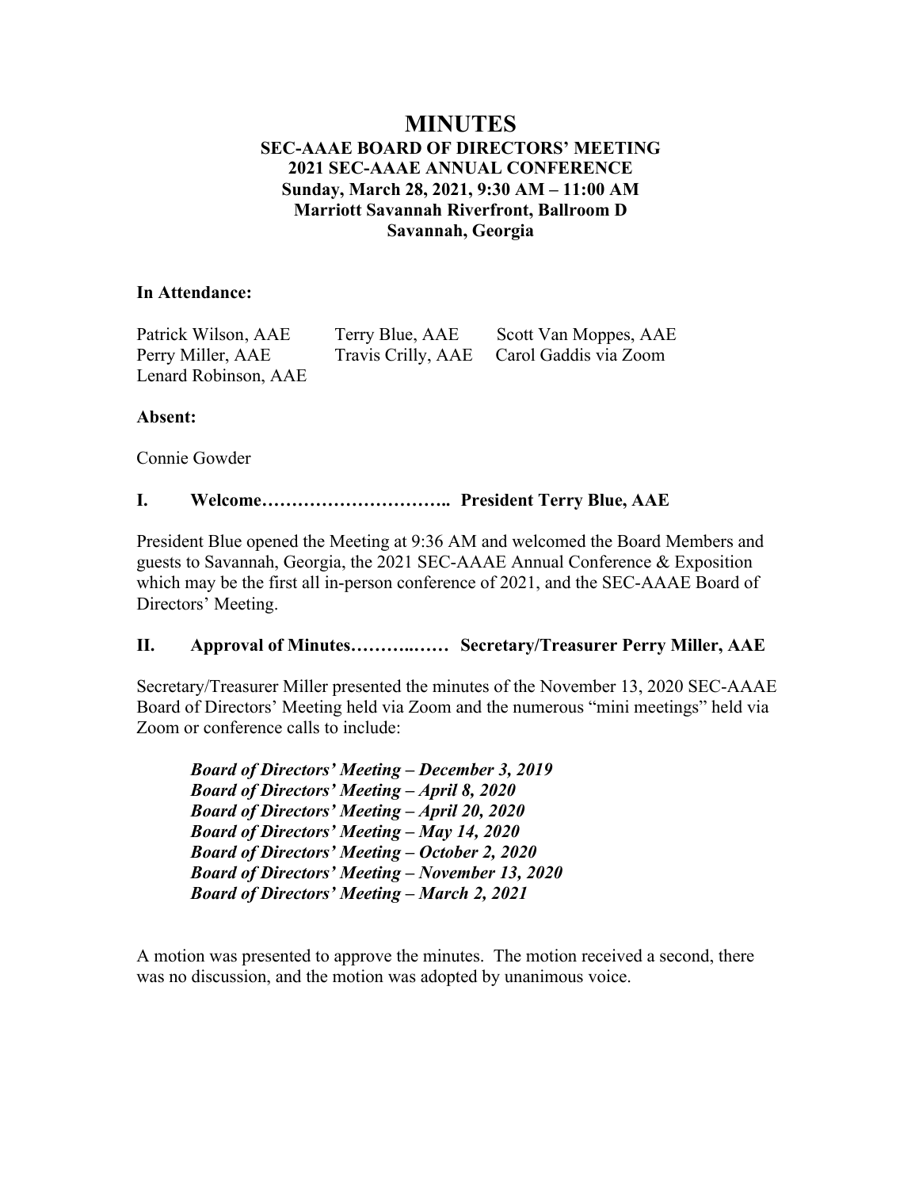# MINUTES

**SEC-AAAE BOARD OF DIRECTORS' MEETING**
**2021 SEC-AAAE ANNUAL CONFERENCE**
**Sunday, March 28, 2021, 9:30 AM – 11:00 AM**
**Marriott Savannah Riverfront, Ballroom D**
**Savannah, Georgia**

**In Attendance:**

| | | |
|---|---|---|
| Patrick Wilson, AAE | Terry Blue, AAE | Scott Van Moppes, AAE |
| Perry Miller, AAE | Travis Crilly, AAE | Carol Gaddis via Zoom |
| Lenard Robinson, AAE | | |

**Absent:**

Connie Gowder

## I. Welcome………………………….. President Terry Blue, AAE

President Blue opened the Meeting at 9:36 AM and welcomed the Board Members and guests to Savannah, Georgia, the 2021 SEC-AAAE Annual Conference & Exposition which may be the first all in-person conference of 2021, and the SEC-AAAE Board of Directors' Meeting.

## II. Approval of Minutes………..…… Secretary/Treasurer Perry Miller, AAE

Secretary/Treasurer Miller presented the minutes of the November 13, 2020 SEC-AAAE Board of Directors' Meeting held via Zoom and the numerous "mini meetings" held via Zoom or conference calls to include:

***Board of Directors' Meeting – December 3, 2019***
***Board of Directors' Meeting – April 8, 2020***
***Board of Directors' Meeting – April 20, 2020***
***Board of Directors' Meeting – May 14, 2020***
***Board of Directors' Meeting – October 2, 2020***
***Board of Directors' Meeting – November 13, 2020***
***Board of Directors' Meeting – March 2, 2021***

A motion was presented to approve the minutes. The motion received a second, there was no discussion, and the motion was adopted by unanimous voice.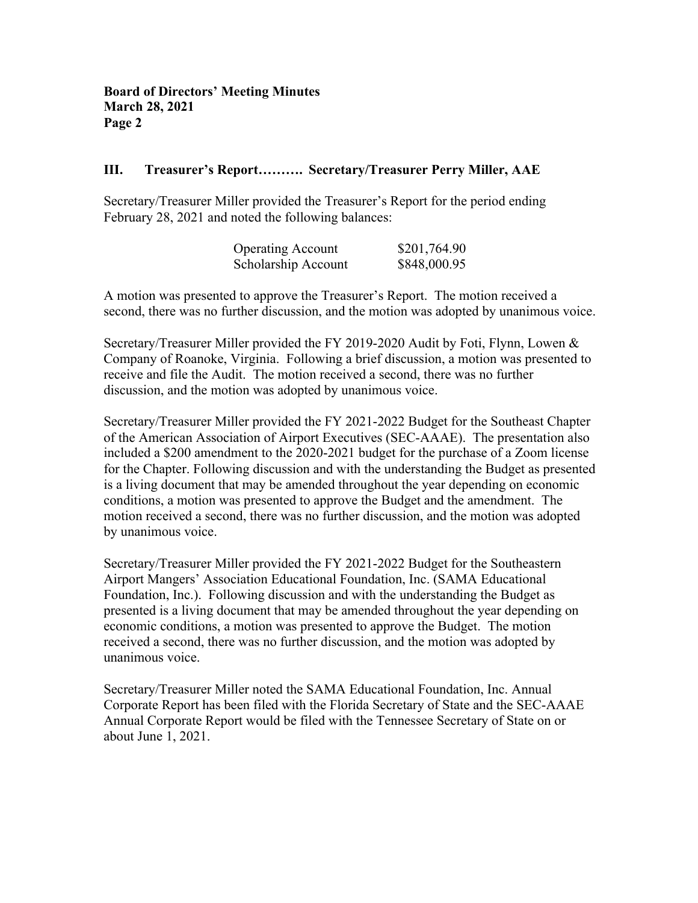### III. Treasurer's Report………. Secretary/Treasurer Perry Miller, AAE

Secretary/Treasurer Miller provided the Treasurer's Report for the period ending February 28, 2021 and noted the following balances:

| | |
|---|---|
| Operating Account | \$201,764.90 |
| Scholarship Account | \$848,000.95 |

A motion was presented to approve the Treasurer's Report. The motion received a second, there was no further discussion, and the motion was adopted by unanimous voice.

Secretary/Treasurer Miller provided the FY 2019-2020 Audit by Foti, Flynn, Lowen & Company of Roanoke, Virginia. Following a brief discussion, a motion was presented to receive and file the Audit. The motion received a second, there was no further discussion, and the motion was adopted by unanimous voice.

Secretary/Treasurer Miller provided the FY 2021-2022 Budget for the Southeast Chapter of the American Association of Airport Executives (SEC-AAAE). The presentation also included a \$200 amendment to the 2020-2021 budget for the purchase of a Zoom license for the Chapter. Following discussion and with the understanding the Budget as presented is a living document that may be amended throughout the year depending on economic conditions, a motion was presented to approve the Budget and the amendment. The motion received a second, there was no further discussion, and the motion was adopted by unanimous voice.

Secretary/Treasurer Miller provided the FY 2021-2022 Budget for the Southeastern Airport Mangers' Association Educational Foundation, Inc. (SAMA Educational Foundation, Inc.). Following discussion and with the understanding the Budget as presented is a living document that may be amended throughout the year depending on economic conditions, a motion was presented to approve the Budget. The motion received a second, there was no further discussion, and the motion was adopted by unanimous voice.

Secretary/Treasurer Miller noted the SAMA Educational Foundation, Inc. Annual Corporate Report has been filed with the Florida Secretary of State and the SEC-AAAE Annual Corporate Report would be filed with the Tennessee Secretary of State on or about June 1, 2021.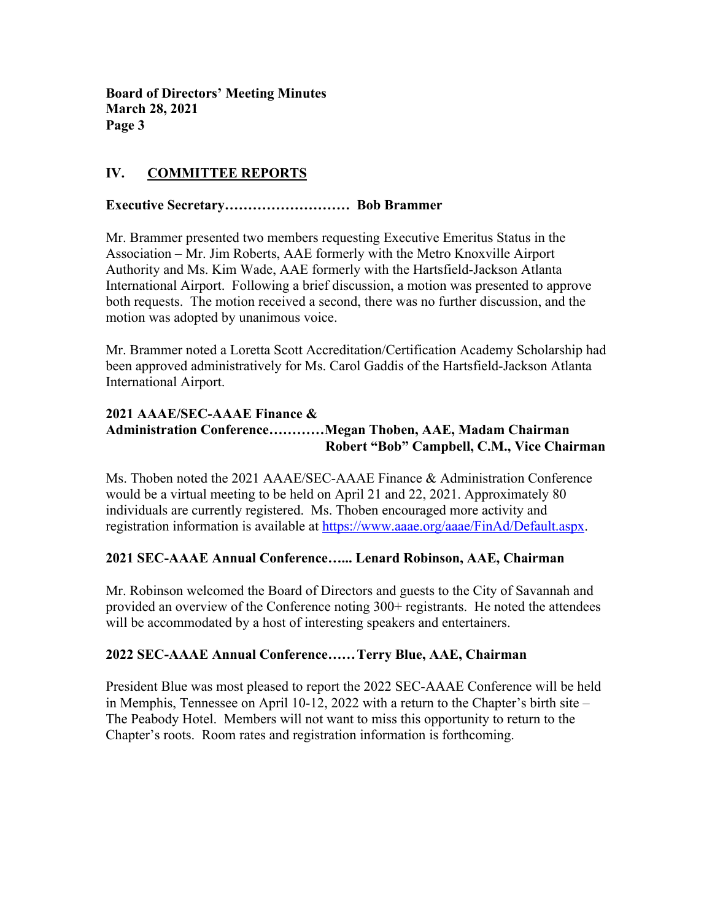## IV. COMMITTEE REPORTS

**Executive Secretary……………………… Bob Brammer**

Mr. Brammer presented two members requesting Executive Emeritus Status in the Association – Mr. Jim Roberts, AAE formerly with the Metro Knoxville Airport Authority and Ms. Kim Wade, AAE formerly with the Hartsfield-Jackson Atlanta International Airport. Following a brief discussion, a motion was presented to approve both requests. The motion received a second, there was no further discussion, and the motion was adopted by unanimous voice.

Mr. Brammer noted a Loretta Scott Accreditation/Certification Academy Scholarship had been approved administratively for Ms. Carol Gaddis of the Hartsfield-Jackson Atlanta International Airport.

**2021 AAAE/SEC-AAAE Finance & Administration Conference…………Megan Thoben, AAE, Madam Chairman**
**Robert "Bob" Campbell, C.M., Vice Chairman**

Ms. Thoben noted the 2021 AAAE/SEC-AAAE Finance & Administration Conference would be a virtual meeting to be held on April 21 and 22, 2021. Approximately 80 individuals are currently registered. Ms. Thoben encouraged more activity and registration information is available at [https://www.aaae.org/aaae/FinAd/Default.aspx](https://www.aaae.org/aaae/FinAd/Default.aspx).

**2021 SEC-AAAE Annual Conference…... Lenard Robinson, AAE, Chairman**

Mr. Robinson welcomed the Board of Directors and guests to the City of Savannah and provided an overview of the Conference noting 300+ registrants. He noted the attendees will be accommodated by a host of interesting speakers and entertainers.

**2022 SEC-AAAE Annual Conference…… Terry Blue, AAE, Chairman**

President Blue was most pleased to report the 2022 SEC-AAAE Conference will be held in Memphis, Tennessee on April 10-12, 2022 with a return to the Chapter's birth site – The Peabody Hotel. Members will not want to miss this opportunity to return to the Chapter's roots. Room rates and registration information is forthcoming.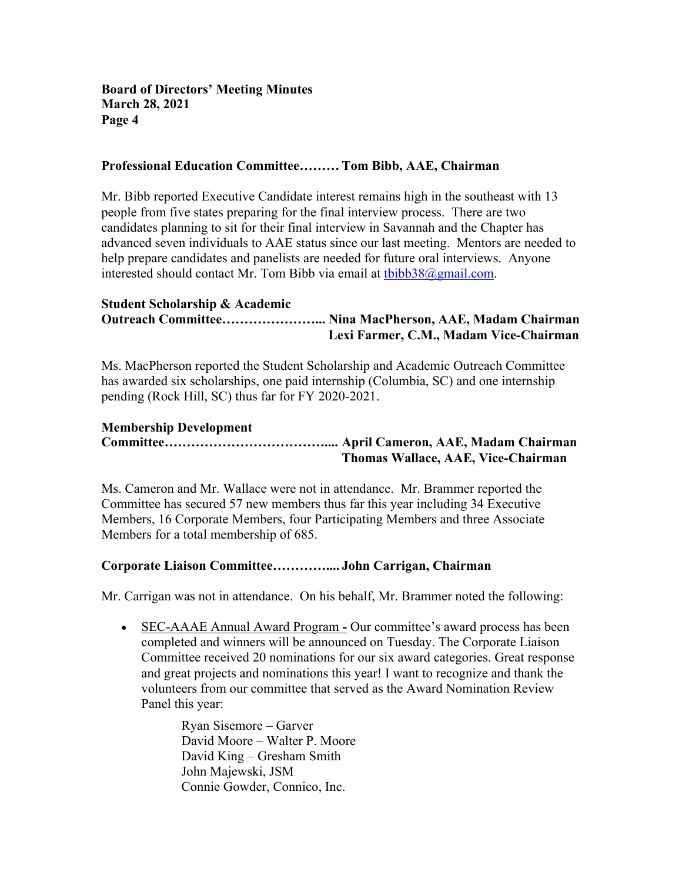**Professional Education Committee……… Tom Bibb, AAE, Chairman**

Mr. Bibb reported Executive Candidate interest remains high in the southeast with 13 people from five states preparing for the final interview process. There are two candidates planning to sit for their final interview in Savannah and the Chapter has advanced seven individuals to AAE status since our last meeting. Mentors are needed to help prepare candidates and panelists are needed for future oral interviews. Anyone interested should contact Mr. Tom Bibb via email at tbibb38@gmail.com.

**Student Scholarship & Academic Outreach Committee………………….. Nina MacPherson, AAE, Madam Chairman**
**Lexi Farmer, C.M., Madam Vice-Chairman**

Ms. MacPherson reported the Student Scholarship and Academic Outreach Committee has awarded six scholarships, one paid internship (Columbia, SC) and one internship pending (Rock Hill, SC) thus far for FY 2020-2021.

**Membership Development Committee……………………………….. April Cameron, AAE, Madam Chairman**
**Thomas Wallace, AAE, Vice-Chairman**

Ms. Cameron and Mr. Wallace were not in attendance. Mr. Brammer reported the Committee has secured 57 new members thus far this year including 34 Executive Members, 16 Corporate Members, four Participating Members and three Associate Members for a total membership of 685.

**Corporate Liaison Committee………….. John Carrigan, Chairman**

Mr. Carrigan was not in attendance. On his behalf, Mr. Brammer noted the following:

- SEC-AAAE Annual Award Program **-** Our committee's award process has been completed and winners will be announced on Tuesday. The Corporate Liaison Committee received 20 nominations for our six award categories. Great response and great projects and nominations this year! I want to recognize and thank the volunteers from our committee that served as the Award Nomination Review Panel this year:

  Ryan Sisemore – Garver
  David Moore – Walter P. Moore
  David King – Gresham Smith
  John Majewski, JSM
  Connie Gowder, Connico, Inc.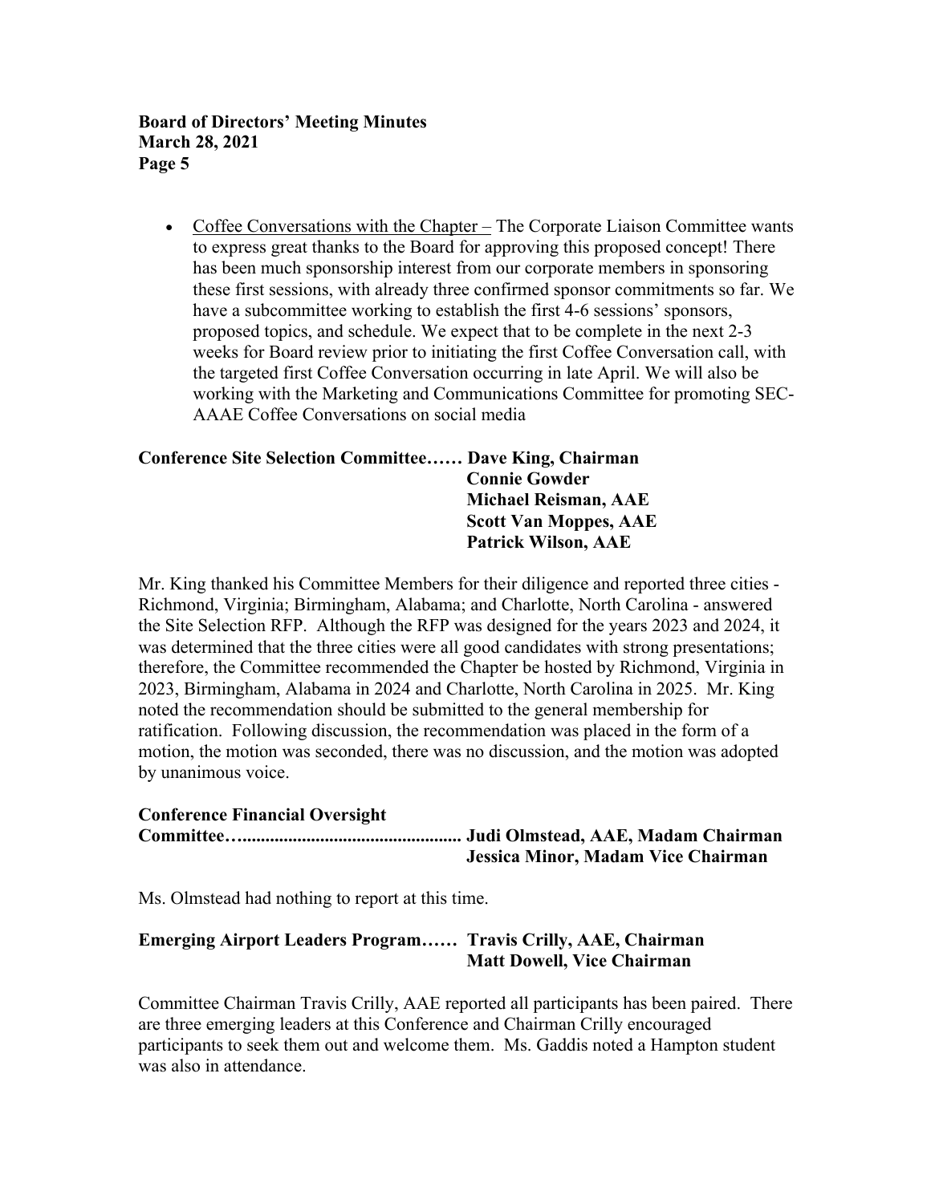- <u>Coffee Conversations with the Chapter –</u> The Corporate Liaison Committee wants to express great thanks to the Board for approving this proposed concept! There has been much sponsorship interest from our corporate members in sponsoring these first sessions, with already three confirmed sponsor commitments so far. We have a subcommittee working to establish the first 4-6 sessions' sponsors, proposed topics, and schedule. We expect that to be complete in the next 2-3 weeks for Board review prior to initiating the first Coffee Conversation call, with the targeted first Coffee Conversation occurring in late April. We will also be working with the Marketing and Communications Committee for promoting SEC-AAAE Coffee Conversations on social media

**Conference Site Selection Committee…… Dave King, Chairman**
**Connie Gowder**
**Michael Reisman, AAE**
**Scott Van Moppes, AAE**
**Patrick Wilson, AAE**

Mr. King thanked his Committee Members for their diligence and reported three cities - Richmond, Virginia; Birmingham, Alabama; and Charlotte, North Carolina - answered the Site Selection RFP. Although the RFP was designed for the years 2023 and 2024, it was determined that the three cities were all good candidates with strong presentations; therefore, the Committee recommended the Chapter be hosted by Richmond, Virginia in 2023, Birmingham, Alabama in 2024 and Charlotte, North Carolina in 2025. Mr. King noted the recommendation should be submitted to the general membership for ratification. Following discussion, the recommendation was placed in the form of a motion, the motion was seconded, there was no discussion, and the motion was adopted by unanimous voice.

**Conference Financial Oversight Committee…............................................ Judi Olmstead, AAE, Madam Chairman**
**Jessica Minor, Madam Vice Chairman**

Ms. Olmstead had nothing to report at this time.

**Emerging Airport Leaders Program…… Travis Crilly, AAE, Chairman**
**Matt Dowell, Vice Chairman**

Committee Chairman Travis Crilly, AAE reported all participants has been paired. There are three emerging leaders at this Conference and Chairman Crilly encouraged participants to seek them out and welcome them. Ms. Gaddis noted a Hampton student was also in attendance.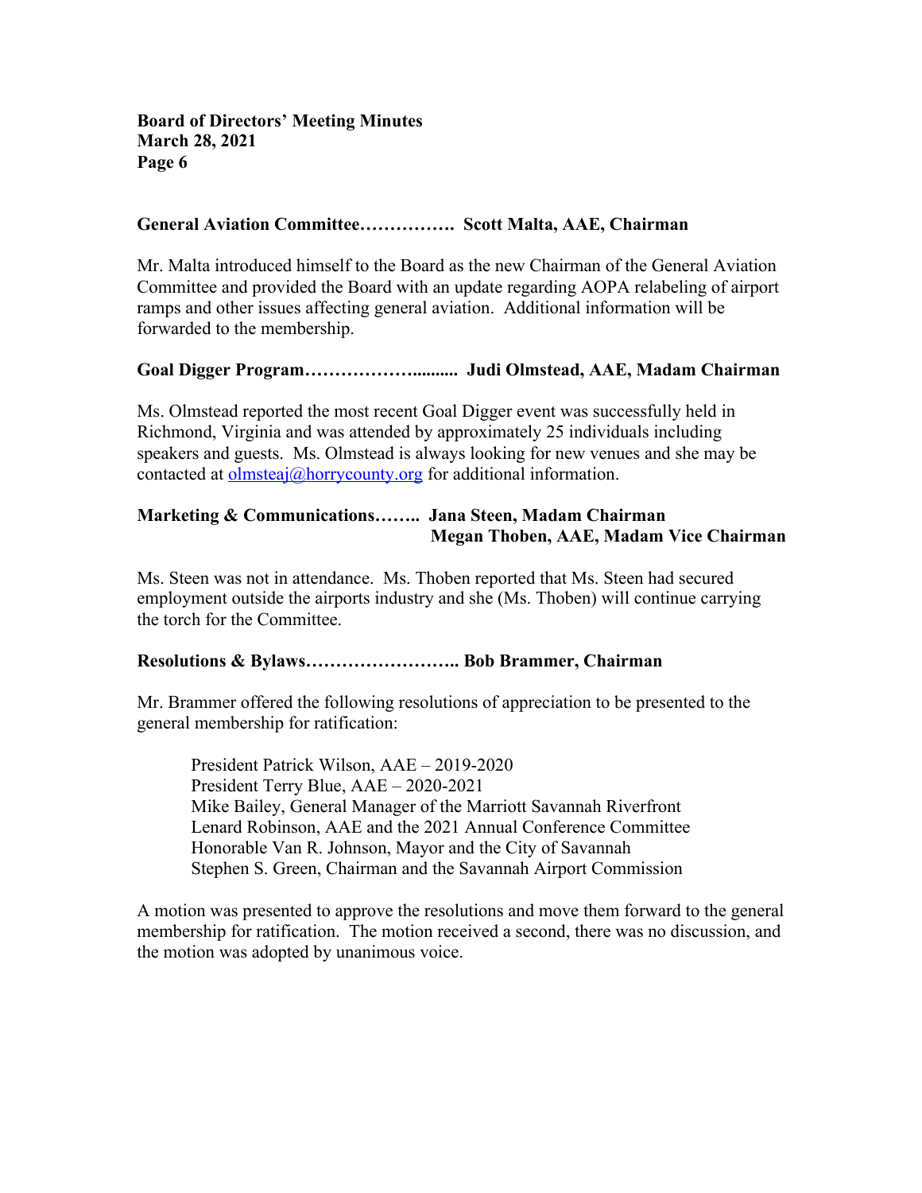**General Aviation Committee……………. Scott Malta, AAE, Chairman**

Mr. Malta introduced himself to the Board as the new Chairman of the General Aviation Committee and provided the Board with an update regarding AOPA relabeling of airport ramps and other issues affecting general aviation. Additional information will be forwarded to the membership.

**Goal Digger Program……………......... Judi Olmstead, AAE, Madam Chairman**

Ms. Olmstead reported the most recent Goal Digger event was successfully held in Richmond, Virginia and was attended by approximately 25 individuals including speakers and guests. Ms. Olmstead is always looking for new venues and she may be contacted at olmsteaj@horrycounty.org for additional information.

**Marketing & Communications…….. Jana Steen, Madam Chairman**
**Megan Thoben, AAE, Madam Vice Chairman**

Ms. Steen was not in attendance. Ms. Thoben reported that Ms. Steen had secured employment outside the airports industry and she (Ms. Thoben) will continue carrying the torch for the Committee.

**Resolutions & Bylaws…………………….. Bob Brammer, Chairman**

Mr. Brammer offered the following resolutions of appreciation to be presented to the general membership for ratification:

President Patrick Wilson, AAE – 2019-2020
President Terry Blue, AAE – 2020-2021
Mike Bailey, General Manager of the Marriott Savannah Riverfront
Lenard Robinson, AAE and the 2021 Annual Conference Committee
Honorable Van R. Johnson, Mayor and the City of Savannah
Stephen S. Green, Chairman and the Savannah Airport Commission

A motion was presented to approve the resolutions and move them forward to the general membership for ratification. The motion received a second, there was no discussion, and the motion was adopted by unanimous voice.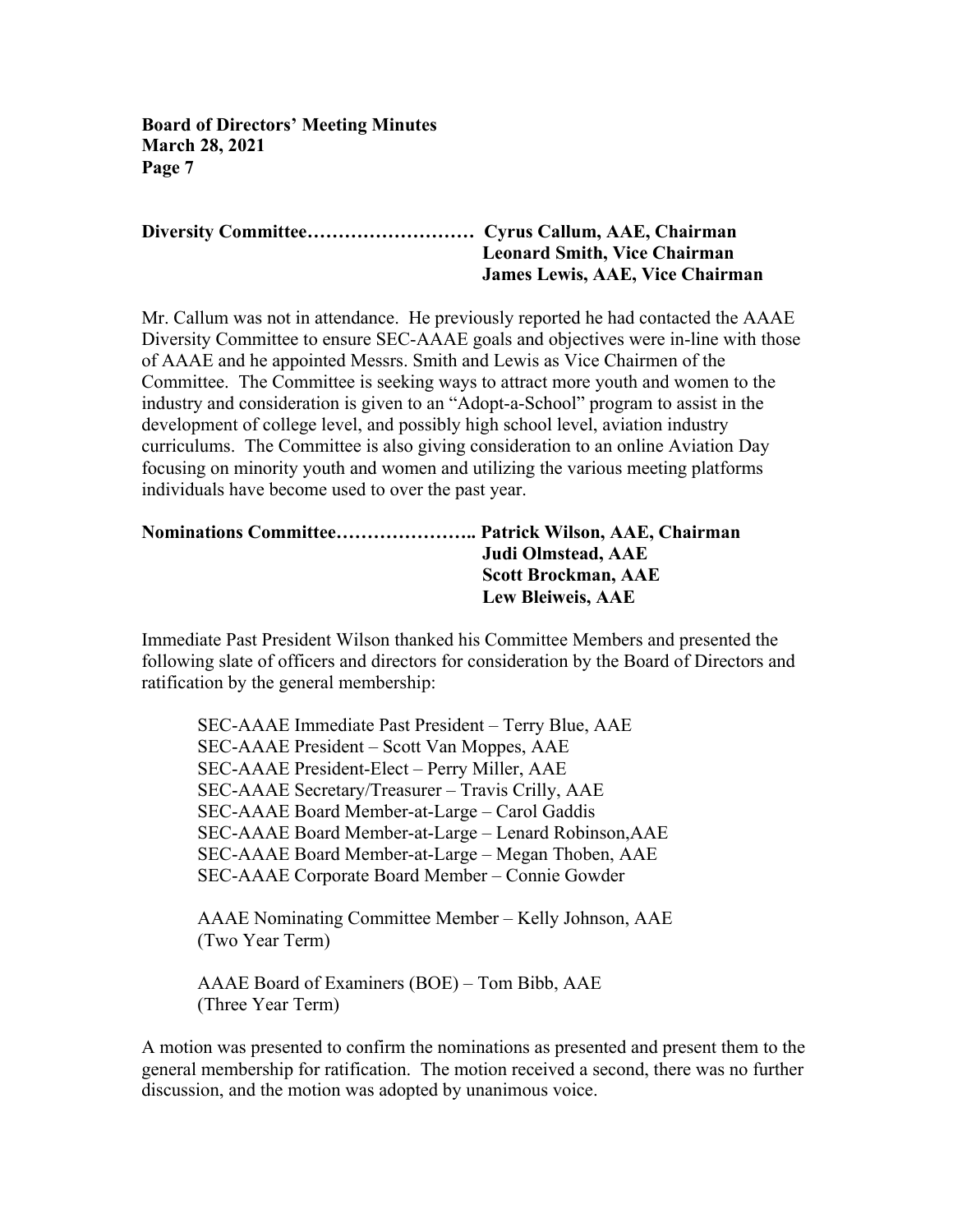**Diversity Committee……………………… Cyrus Callum, AAE, Chairman**
**Leonard Smith, Vice Chairman**
**James Lewis, AAE, Vice Chairman**

Mr. Callum was not in attendance. He previously reported he had contacted the AAAE Diversity Committee to ensure SEC-AAAE goals and objectives were in-line with those of AAAE and he appointed Messrs. Smith and Lewis as Vice Chairmen of the Committee. The Committee is seeking ways to attract more youth and women to the industry and consideration is given to an "Adopt-a-School" program to assist in the development of college level, and possibly high school level, aviation industry curriculums. The Committee is also giving consideration to an online Aviation Day focusing on minority youth and women and utilizing the various meeting platforms individuals have become used to over the past year.

**Nominations Committee………………….. Patrick Wilson, AAE, Chairman**
**Judi Olmstead, AAE**
**Scott Brockman, AAE**
**Lew Bleiweis, AAE**

Immediate Past President Wilson thanked his Committee Members and presented the following slate of officers and directors for consideration by the Board of Directors and ratification by the general membership:

SEC-AAAE Immediate Past President – Terry Blue, AAE
SEC-AAAE President – Scott Van Moppes, AAE
SEC-AAAE President-Elect – Perry Miller, AAE
SEC-AAAE Secretary/Treasurer – Travis Crilly, AAE
SEC-AAAE Board Member-at-Large – Carol Gaddis
SEC-AAAE Board Member-at-Large – Lenard Robinson,AAE
SEC-AAAE Board Member-at-Large – Megan Thoben, AAE
SEC-AAAE Corporate Board Member – Connie Gowder

AAAE Nominating Committee Member – Kelly Johnson, AAE
(Two Year Term)

AAAE Board of Examiners (BOE) – Tom Bibb, AAE
(Three Year Term)

A motion was presented to confirm the nominations as presented and present them to the general membership for ratification. The motion received a second, there was no further discussion, and the motion was adopted by unanimous voice.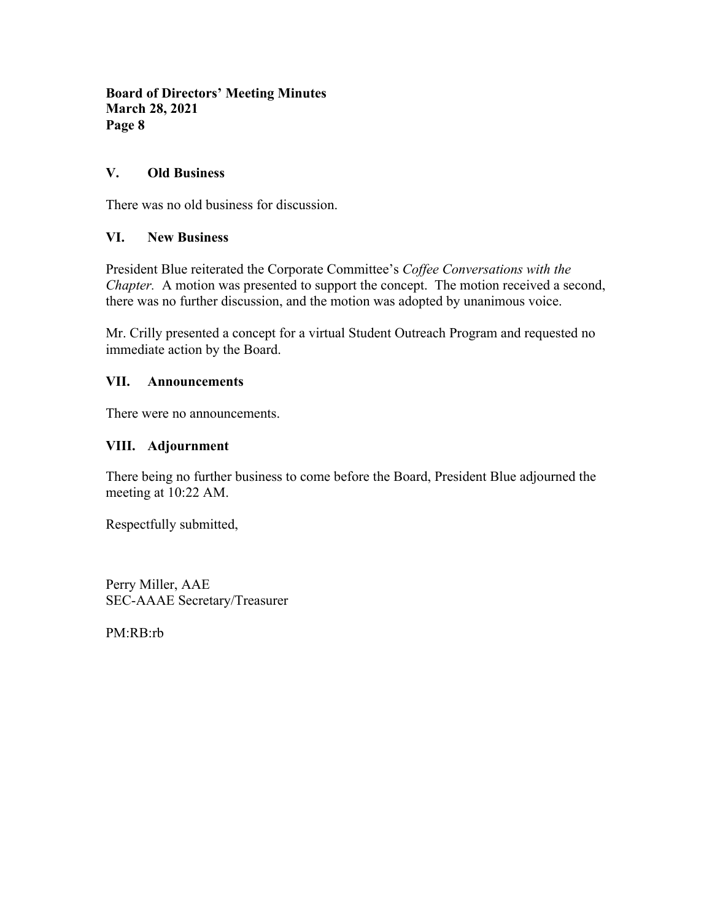## V. Old Business

There was no old business for discussion.

## VI. New Business

President Blue reiterated the Corporate Committee's *Coffee Conversations with the Chapter.* A motion was presented to support the concept. The motion received a second, there was no further discussion, and the motion was adopted by unanimous voice.

Mr. Crilly presented a concept for a virtual Student Outreach Program and requested no immediate action by the Board.

## VII. Announcements

There were no announcements.

## VIII. Adjournment

There being no further business to come before the Board, President Blue adjourned the meeting at 10:22 AM.

Respectfully submitted,

Perry Miller, AAE
SEC-AAAE Secretary/Treasurer

PM:RB:rb